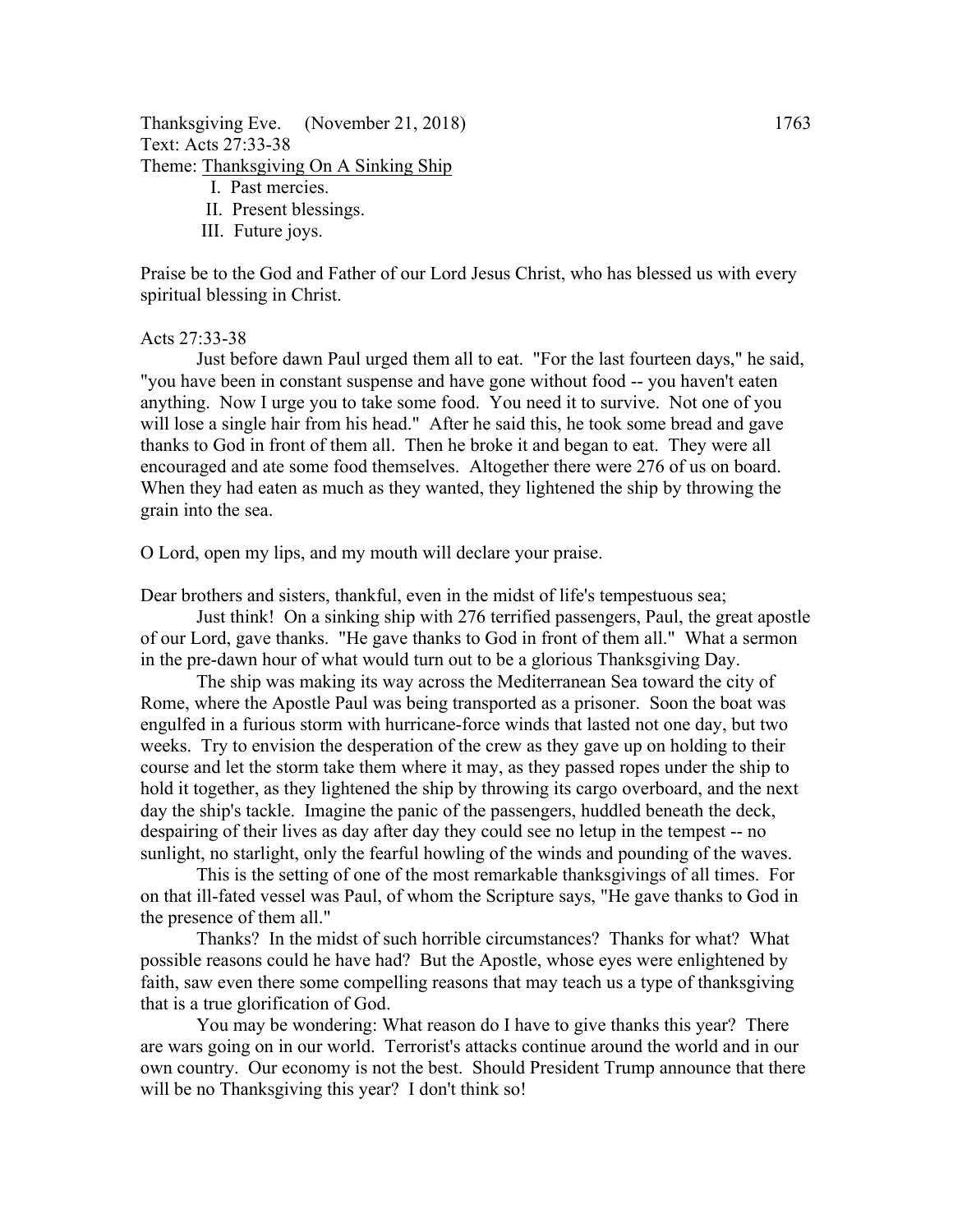Thanksgiving Eve. (November 21, 2018) 1763
Text: Acts 27:33-38
Theme: <u>Thanksgiving On A Sinking Ship</u>

I. Past mercies.
II. Present blessings.
III. Future joys.

Praise be to the God and Father of our Lord Jesus Christ, who has blessed us with every spiritual blessing in Christ.

Acts 27:33-38

Just before dawn Paul urged them all to eat. "For the last fourteen days," he said, "you have been in constant suspense and have gone without food -- you haven't eaten anything. Now I urge you to take some food. You need it to survive. Not one of you will lose a single hair from his head." After he said this, he took some bread and gave thanks to God in front of them all. Then he broke it and began to eat. They were all encouraged and ate some food themselves. Altogether there were 276 of us on board. When they had eaten as much as they wanted, they lightened the ship by throwing the grain into the sea.

O Lord, open my lips, and my mouth will declare your praise.

Dear brothers and sisters, thankful, even in the midst of life's tempestuous sea;

Just think! On a sinking ship with 276 terrified passengers, Paul, the great apostle of our Lord, gave thanks. "He gave thanks to God in front of them all." What a sermon in the pre-dawn hour of what would turn out to be a glorious Thanksgiving Day.

The ship was making its way across the Mediterranean Sea toward the city of Rome, where the Apostle Paul was being transported as a prisoner. Soon the boat was engulfed in a furious storm with hurricane-force winds that lasted not one day, but two weeks. Try to envision the desperation of the crew as they gave up on holding to their course and let the storm take them where it may, as they passed ropes under the ship to hold it together, as they lightened the ship by throwing its cargo overboard, and the next day the ship's tackle. Imagine the panic of the passengers, huddled beneath the deck, despairing of their lives as day after day they could see no letup in the tempest -- no sunlight, no starlight, only the fearful howling of the winds and pounding of the waves.

This is the setting of one of the most remarkable thanksgivings of all times. For on that ill-fated vessel was Paul, of whom the Scripture says, "He gave thanks to God in the presence of them all."

Thanks? In the midst of such horrible circumstances? Thanks for what? What possible reasons could he have had? But the Apostle, whose eyes were enlightened by faith, saw even there some compelling reasons that may teach us a type of thanksgiving that is a true glorification of God.

You may be wondering: What reason do I have to give thanks this year? There are wars going on in our world. Terrorist's attacks continue around the world and in our own country. Our economy is not the best. Should President Trump announce that there will be no Thanksgiving this year? I don't think so!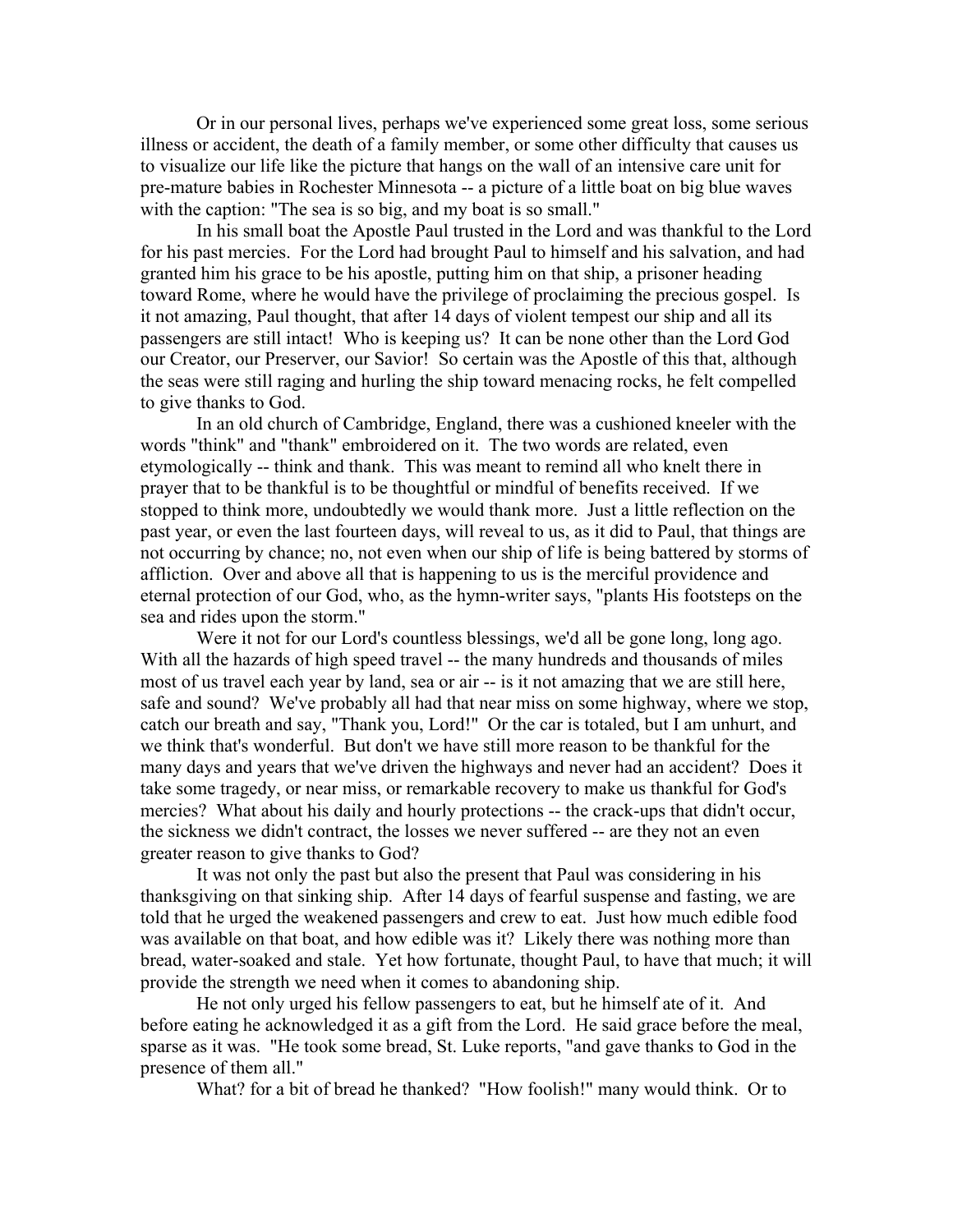Or in our personal lives, perhaps we've experienced some great loss, some serious illness or accident, the death of a family member, or some other difficulty that causes us to visualize our life like the picture that hangs on the wall of an intensive care unit for pre-mature babies in Rochester Minnesota -- a picture of a little boat on big blue waves with the caption: "The sea is so big, and my boat is so small."

In his small boat the Apostle Paul trusted in the Lord and was thankful to the Lord for his past mercies. For the Lord had brought Paul to himself and his salvation, and had granted him his grace to be his apostle, putting him on that ship, a prisoner heading toward Rome, where he would have the privilege of proclaiming the precious gospel. Is it not amazing, Paul thought, that after 14 days of violent tempest our ship and all its passengers are still intact! Who is keeping us? It can be none other than the Lord God our Creator, our Preserver, our Savior! So certain was the Apostle of this that, although the seas were still raging and hurling the ship toward menacing rocks, he felt compelled to give thanks to God.

In an old church of Cambridge, England, there was a cushioned kneeler with the words "think" and "thank" embroidered on it. The two words are related, even etymologically -- think and thank. This was meant to remind all who knelt there in prayer that to be thankful is to be thoughtful or mindful of benefits received. If we stopped to think more, undoubtedly we would thank more. Just a little reflection on the past year, or even the last fourteen days, will reveal to us, as it did to Paul, that things are not occurring by chance; no, not even when our ship of life is being battered by storms of affliction. Over and above all that is happening to us is the merciful providence and eternal protection of our God, who, as the hymn-writer says, "plants His footsteps on the sea and rides upon the storm."

Were it not for our Lord's countless blessings, we'd all be gone long, long ago. With all the hazards of high speed travel -- the many hundreds and thousands of miles most of us travel each year by land, sea or air -- is it not amazing that we are still here, safe and sound? We've probably all had that near miss on some highway, where we stop, catch our breath and say, "Thank you, Lord!" Or the car is totaled, but I am unhurt, and we think that's wonderful. But don't we have still more reason to be thankful for the many days and years that we've driven the highways and never had an accident? Does it take some tragedy, or near miss, or remarkable recovery to make us thankful for God's mercies? What about his daily and hourly protections -- the crack-ups that didn't occur, the sickness we didn't contract, the losses we never suffered -- are they not an even greater reason to give thanks to God?

It was not only the past but also the present that Paul was considering in his thanksgiving on that sinking ship. After 14 days of fearful suspense and fasting, we are told that he urged the weakened passengers and crew to eat. Just how much edible food was available on that boat, and how edible was it? Likely there was nothing more than bread, water-soaked and stale. Yet how fortunate, thought Paul, to have that much; it will provide the strength we need when it comes to abandoning ship.

He not only urged his fellow passengers to eat, but he himself ate of it. And before eating he acknowledged it as a gift from the Lord. He said grace before the meal, sparse as it was. "He took some bread, St. Luke reports, "and gave thanks to God in the presence of them all."

What? for a bit of bread he thanked? "How foolish!" many would think. Or to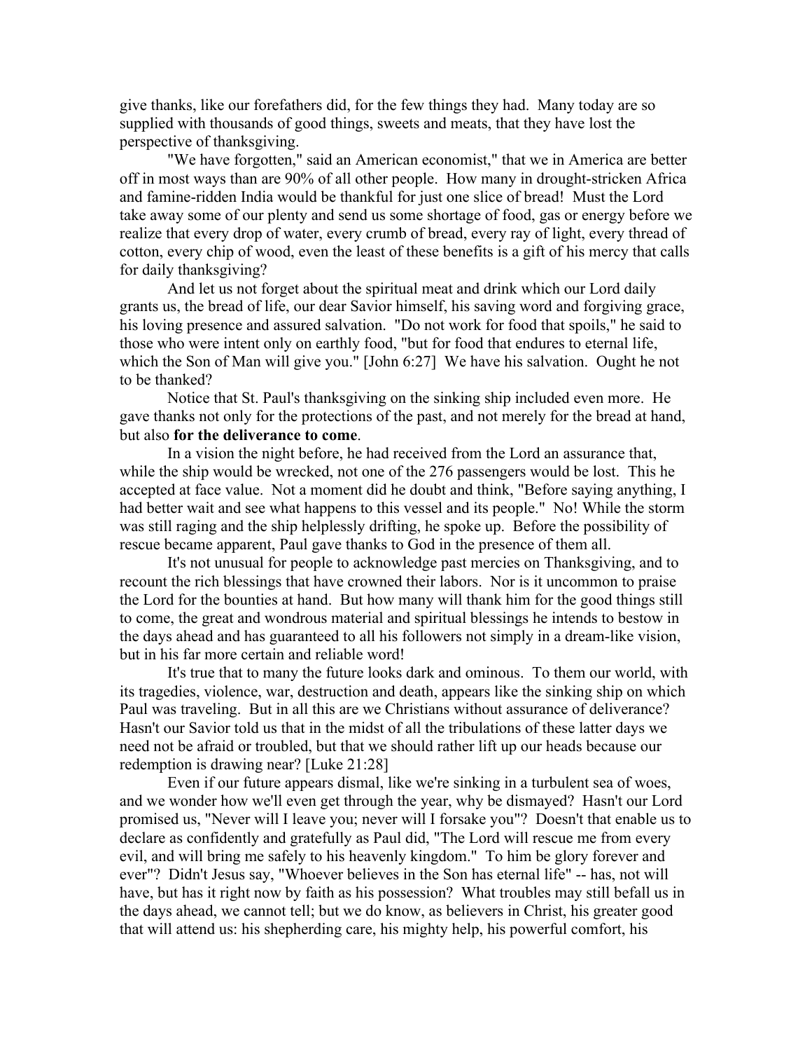give thanks, like our forefathers did, for the few things they had. Many today are so supplied with thousands of good things, sweets and meats, that they have lost the perspective of thanksgiving.

"We have forgotten," said an American economist," that we in America are better off in most ways than are 90% of all other people. How many in drought-stricken Africa and famine-ridden India would be thankful for just one slice of bread! Must the Lord take away some of our plenty and send us some shortage of food, gas or energy before we realize that every drop of water, every crumb of bread, every ray of light, every thread of cotton, every chip of wood, even the least of these benefits is a gift of his mercy that calls for daily thanksgiving?

And let us not forget about the spiritual meat and drink which our Lord daily grants us, the bread of life, our dear Savior himself, his saving word and forgiving grace, his loving presence and assured salvation. "Do not work for food that spoils," he said to those who were intent only on earthly food, "but for food that endures to eternal life, which the Son of Man will give you." [John 6:27] We have his salvation. Ought he not to be thanked?

Notice that St. Paul's thanksgiving on the sinking ship included even more. He gave thanks not only for the protections of the past, and not merely for the bread at hand, but also **for the deliverance to come**.

In a vision the night before, he had received from the Lord an assurance that, while the ship would be wrecked, not one of the 276 passengers would be lost. This he accepted at face value. Not a moment did he doubt and think, "Before saying anything, I had better wait and see what happens to this vessel and its people." No! While the storm was still raging and the ship helplessly drifting, he spoke up. Before the possibility of rescue became apparent, Paul gave thanks to God in the presence of them all.

It's not unusual for people to acknowledge past mercies on Thanksgiving, and to recount the rich blessings that have crowned their labors. Nor is it uncommon to praise the Lord for the bounties at hand. But how many will thank him for the good things still to come, the great and wondrous material and spiritual blessings he intends to bestow in the days ahead and has guaranteed to all his followers not simply in a dream-like vision, but in his far more certain and reliable word!

It's true that to many the future looks dark and ominous. To them our world, with its tragedies, violence, war, destruction and death, appears like the sinking ship on which Paul was traveling. But in all this are we Christians without assurance of deliverance? Hasn't our Savior told us that in the midst of all the tribulations of these latter days we need not be afraid or troubled, but that we should rather lift up our heads because our redemption is drawing near? [Luke 21:28]

Even if our future appears dismal, like we're sinking in a turbulent sea of woes, and we wonder how we'll even get through the year, why be dismayed? Hasn't our Lord promised us, "Never will I leave you; never will I forsake you"? Doesn't that enable us to declare as confidently and gratefully as Paul did, "The Lord will rescue me from every evil, and will bring me safely to his heavenly kingdom." To him be glory forever and ever"? Didn't Jesus say, "Whoever believes in the Son has eternal life" -- has, not will have, but has it right now by faith as his possession? What troubles may still befall us in the days ahead, we cannot tell; but we do know, as believers in Christ, his greater good that will attend us: his shepherding care, his mighty help, his powerful comfort, his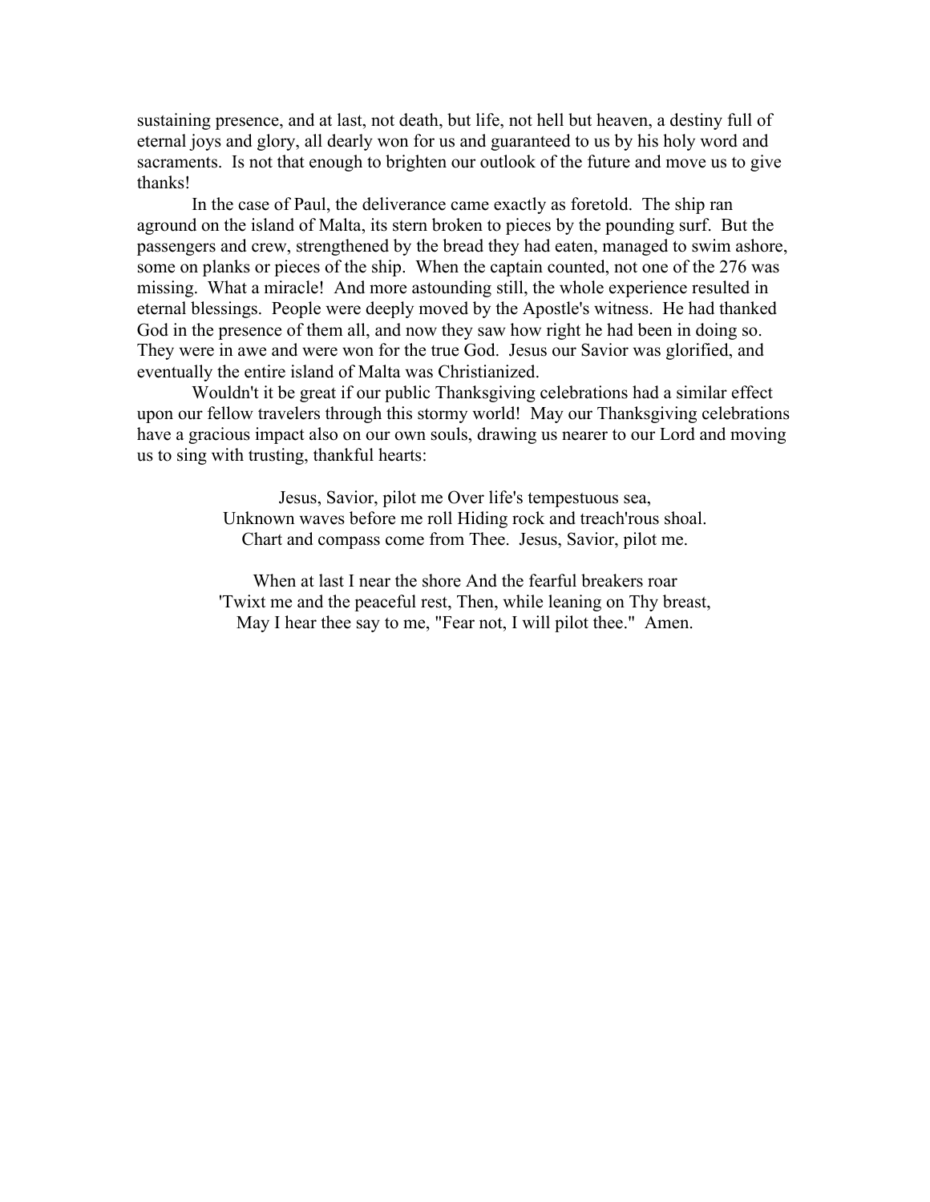sustaining presence, and at last, not death, but life, not hell but heaven, a destiny full of eternal joys and glory, all dearly won for us and guaranteed to us by his holy word and sacraments. Is not that enough to brighten our outlook of the future and move us to give thanks!

In the case of Paul, the deliverance came exactly as foretold. The ship ran aground on the island of Malta, its stern broken to pieces by the pounding surf. But the passengers and crew, strengthened by the bread they had eaten, managed to swim ashore, some on planks or pieces of the ship. When the captain counted, not one of the 276 was missing. What a miracle! And more astounding still, the whole experience resulted in eternal blessings. People were deeply moved by the Apostle's witness. He had thanked God in the presence of them all, and now they saw how right he had been in doing so. They were in awe and were won for the true God. Jesus our Savior was glorified, and eventually the entire island of Malta was Christianized.

Wouldn't it be great if our public Thanksgiving celebrations had a similar effect upon our fellow travelers through this stormy world! May our Thanksgiving celebrations have a gracious impact also on our own souls, drawing us nearer to our Lord and moving us to sing with trusting, thankful hearts:

Jesus, Savior, pilot me Over life's tempestuous sea,
Unknown waves before me roll Hiding rock and treach'rous shoal.
Chart and compass come from Thee. Jesus, Savior, pilot me.

When at last I near the shore And the fearful breakers roar
'Twixt me and the peaceful rest, Then, while leaning on Thy breast,
May I hear thee say to me, "Fear not, I will pilot thee." Amen.